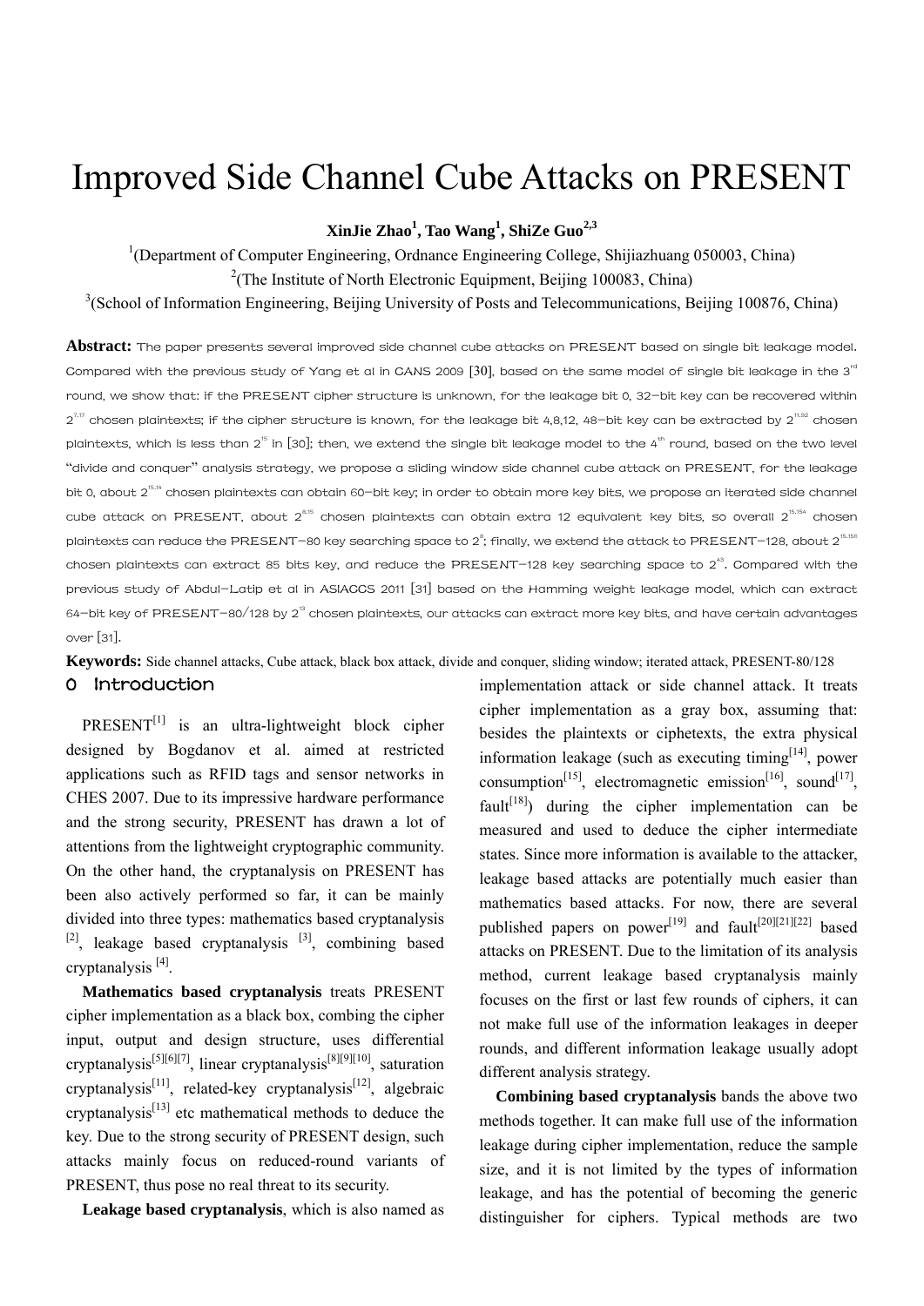# Improved Side Channel Cube Attacks on PRESENT

**XinJie Zhao[1], Tao Wang[1], ShiZe Guo[2,3]**

[1](Department of Computer Engineering, Ordnance Engineering College, Shijiazhuang 050003, China)

[2](The Institute of North Electronic Equipment, Beijing 100083, China)

[3](School of Information Engineering, Beijing University of Posts and Telecommunications, Beijing 100876, China)

**Abstract:** The paper presents several improved side channel cube attacks on PRESENT based on single bit leakage model. Compared with the previous study of Yang et al in CANS 2009 [30], based on the same model of single bit leakage in the 3rd round, we show that: if the PRESENT cipher structure is unknown, for the leakage bit 0, 32-bit key can be recovered within $2^{7.17}$ chosen plaintexts; if the cipher structure is known, for the leakage bit 4,8,12, 48-bit key can be extracted by $2^{11.92}$ chosen plaintexts, which is less than $2^{15}$ in [30]; then, we extend the single bit leakage model to the 4th round, based on the two level "divide and conquer" analysis strategy, we propose a sliding window side channel cube attack on PRESENT, for the leakage bit 0, about $2^{15.14}$ chosen plaintexts can obtain 60-bit key; in order to obtain more key bits, we propose an iterated side channel cube attack on PRESENT, about $2^{8.15}$ chosen plaintexts can obtain extra 12 equivalent key bits, so overall $2^{15.154}$ chosen plaintexts can reduce the PRESENT-80 key searching space to $2^{8}$; finally, we extend the attack to PRESENT-128, about $2^{15.156}$ chosen plaintexts can extract 85 bits key, and reduce the PRESENT-128 key searching space to $2^{43}$. Compared with the previous study of Abdul-Latip et al in ASIACCS 2011 [31] based on the Hamming weight leakage model, which can extract 64-bit key of PRESENT-80/128 by $2^{13}$ chosen plaintexts, our attacks can extract more key bits, and have certain advantages over [31].

**Keywords:** Side channel attacks, Cube attack, black box attack, divide and conquer, sliding window; iterated attack, PRESENT-80/128

## 0 Introduction

PRESENT[1] is an ultra-lightweight block cipher designed by Bogdanov et al. aimed at restricted applications such as RFID tags and sensor networks in CHES 2007. Due to its impressive hardware performance and the strong security, PRESENT has drawn a lot of attentions from the lightweight cryptographic community. On the other hand, the cryptanalysis on PRESENT has been also actively performed so far, it can be mainly divided into three types: mathematics based cryptanalysis [2], leakage based cryptanalysis [3], combining based cryptanalysis [4].

**Mathematics based cryptanalysis** treats PRESENT cipher implementation as a black box, combing the cipher input, output and design structure, uses differential cryptanalysis[5][6][7], linear cryptanalysis[8][9][10], saturation cryptanalysis[11], related-key cryptanalysis[12], algebraic cryptanalysis[13] etc mathematical methods to deduce the key. Due to the strong security of PRESENT design, such attacks mainly focus on reduced-round variants of PRESENT, thus pose no real threat to its security.

**Leakage based cryptanalysis**, which is also named as implementation attack or side channel attack. It treats cipher implementation as a gray box, assuming that: besides the plaintexts or ciphetexts, the extra physical information leakage (such as executing timing[14], power consumption[15], electromagnetic emission[16], sound[17], fault[18]) during the cipher implementation can be measured and used to deduce the cipher intermediate states. Since more information is available to the attacker, leakage based attacks are potentially much easier than mathematics based attacks. For now, there are several published papers on power[19] and fault[20][21][22] based attacks on PRESENT. Due to the limitation of its analysis method, current leakage based cryptanalysis mainly focuses on the first or last few rounds of ciphers, it can not make full use of the information leakages in deeper rounds, and different information leakage usually adopt different analysis strategy.

**Combining based cryptanalysis** bands the above two methods together. It can make full use of the information leakage during cipher implementation, reduce the sample size, and it is not limited by the types of information leakage, and has the potential of becoming the generic distinguisher for ciphers. Typical methods are two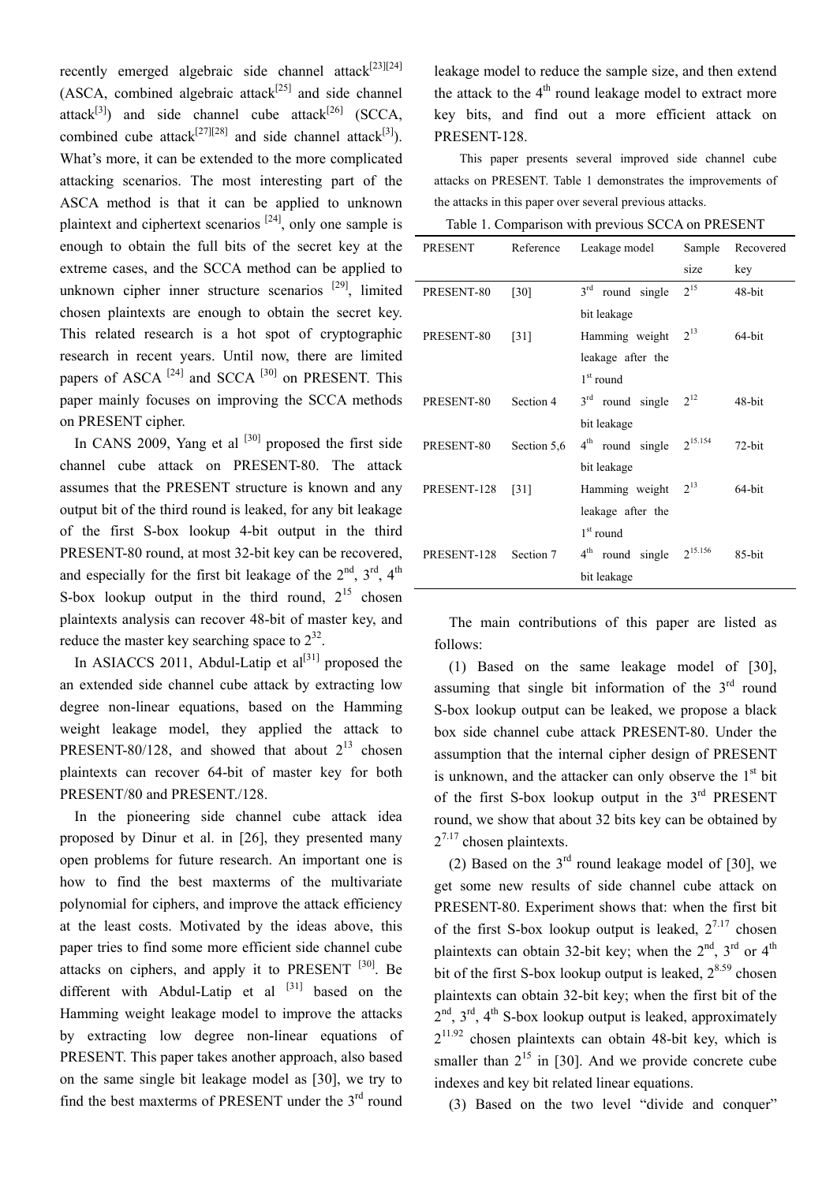recently emerged algebraic side channel attack[23][24] (ASCA, combined algebraic attack[25] and side channel attack[3]) and side channel cube attack[26] (SCCA, combined cube attack[27][28] and side channel attack[3]). What's more, it can be extended to the more complicated attacking scenarios. The most interesting part of the ASCA method is that it can be applied to unknown plaintext and ciphertext scenarios [24], only one sample is enough to obtain the full bits of the secret key at the extreme cases, and the SCCA method can be applied to unknown cipher inner structure scenarios [29], limited chosen plaintexts are enough to obtain the secret key. This related research is a hot spot of cryptographic research in recent years. Until now, there are limited papers of ASCA [24] and SCCA [30] on PRESENT. This paper mainly focuses on improving the SCCA methods on PRESENT cipher.

In CANS 2009, Yang et al [30] proposed the first side channel cube attack on PRESENT-80. The attack assumes that the PRESENT structure is known and any output bit of the third round is leaked, for any bit leakage of the first S-box lookup 4-bit output in the third PRESENT-80 round, at most 32-bit key can be recovered, and especially for the first bit leakage of the $2^{nd}$, $3^{rd}$, $4^{th}$ S-box lookup output in the third round, $2^{15}$ chosen plaintexts analysis can recover 48-bit of master key, and reduce the master key searching space to $2^{32}$.

In ASIACCS 2011, Abdul-Latip et al[31] proposed the an extended side channel cube attack by extracting low degree non-linear equations, based on the Hamming weight leakage model, they applied the attack to PRESENT-80/128, and showed that about $2^{13}$ chosen plaintexts can recover 64-bit of master key for both PRESENT/80 and PRESENT./128.

In the pioneering side channel cube attack idea proposed by Dinur et al. in [26], they presented many open problems for future research. An important one is how to find the best maxterms of the multivariate polynomial for ciphers, and improve the attack efficiency at the least costs. Motivated by the ideas above, this paper tries to find some more efficient side channel cube attacks on ciphers, and apply it to PRESENT [30]. Be different with Abdul-Latip et al [31] based on the Hamming weight leakage model to improve the attacks by extracting low degree non-linear equations of PRESENT. This paper takes another approach, also based on the same single bit leakage model as [30], we try to find the best maxterms of PRESENT under the $3^{rd}$ round leakage model to reduce the sample size, and then extend the attack to the $4^{th}$ round leakage model to extract more key bits, and find out a more efficient attack on PRESENT-128.

This paper presents several improved side channel cube attacks on PRESENT. Table 1 demonstrates the improvements of the attacks in this paper over several previous attacks.

Table 1. Comparison with previous SCCA on PRESENT

| PRESENT | Reference | Leakage model | Sample size | Recovered key |
|---|---|---|---|---|
| PRESENT-80 | [30] | $3^{rd}$ round single bit leakage | $2^{15}$ | 48-bit |
| PRESENT-80 | [31] | Hamming weight leakage after the $1^{st}$ round | $2^{13}$ | 64-bit |
| PRESENT-80 | Section 4 | $3^{rd}$ round single bit leakage | $2^{12}$ | 48-bit |
| PRESENT-80 | Section 5,6 | $4^{th}$ round single bit leakage | $2^{15.154}$ | 72-bit |
| PRESENT-128 | [31] | Hamming weight leakage after the $1^{st}$ round | $2^{13}$ | 64-bit |
| PRESENT-128 | Section 7 | $4^{th}$ round single bit leakage | $2^{15.156}$ | 85-bit |

The main contributions of this paper are listed as follows:

(1) Based on the same leakage model of [30], assuming that single bit information of the $3^{rd}$ round S-box lookup output can be leaked, we propose a black box side channel cube attack PRESENT-80. Under the assumption that the internal cipher design of PRESENT is unknown, and the attacker can only observe the $1^{st}$ bit of the first S-box lookup output in the $3^{rd}$ PRESENT round, we show that about 32 bits key can be obtained by $2^{7.17}$ chosen plaintexts.

(2) Based on the $3^{rd}$ round leakage model of [30], we get some new results of side channel cube attack on PRESENT-80. Experiment shows that: when the first bit of the first S-box lookup output is leaked, $2^{7.17}$ chosen plaintexts can obtain 32-bit key; when the $2^{nd}$, $3^{rd}$ or $4^{th}$ bit of the first S-box lookup output is leaked, $2^{8.59}$ chosen plaintexts can obtain 32-bit key; when the first bit of the $2^{nd}$, $3^{rd}$, $4^{th}$ S-box lookup output is leaked, approximately $2^{11.92}$ chosen plaintexts can obtain 48-bit key, which is smaller than $2^{15}$ in [30]. And we provide concrete cube indexes and key bit related linear equations.

(3) Based on the two level "divide and conquer"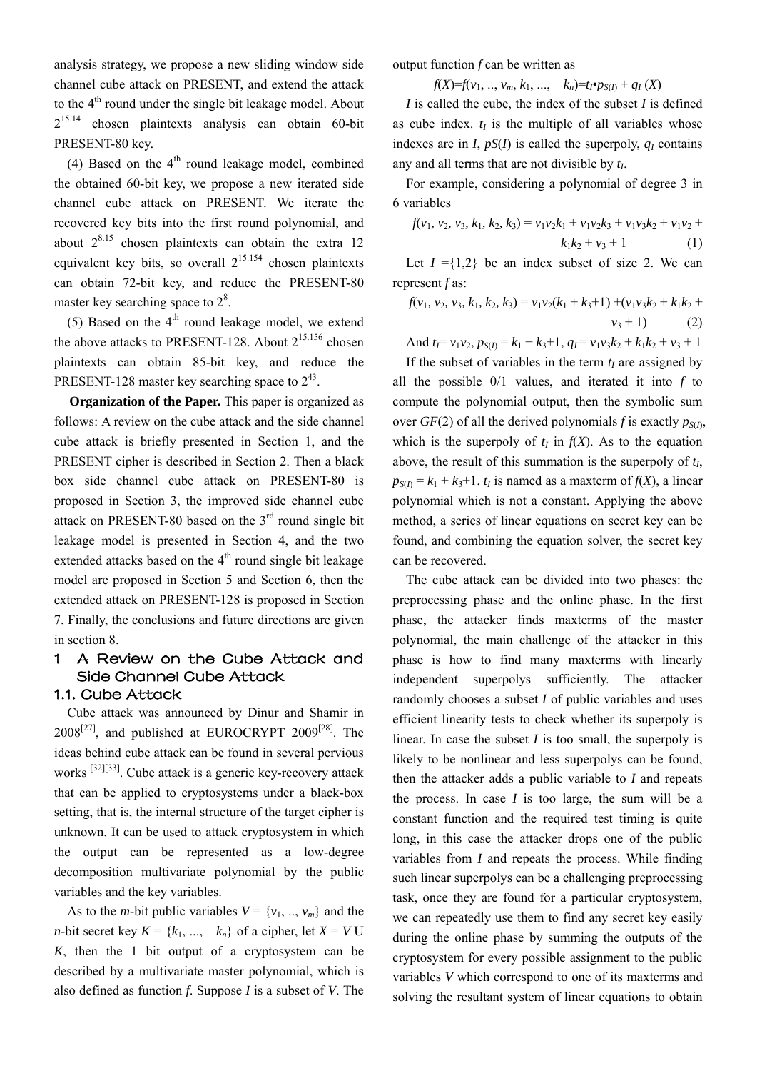analysis strategy, we propose a new sliding window side channel cube attack on PRESENT, and extend the attack to the 4th round under the single bit leakage model. About $2^{15.14}$ chosen plaintexts analysis can obtain 60-bit PRESENT-80 key.

(4) Based on the 4th round leakage model, combined the obtained 60-bit key, we propose a new iterated side channel cube attack on PRESENT. We iterate the recovered key bits into the first round polynomial, and about $2^{8.15}$ chosen plaintexts can obtain the extra 12 equivalent key bits, so overall $2^{15.154}$ chosen plaintexts can obtain 72-bit key, and reduce the PRESENT-80 master key searching space to $2^8$.

(5) Based on the 4th round leakage model, we extend the above attacks to PRESENT-128. About $2^{15.156}$ chosen plaintexts can obtain 85-bit key, and reduce the PRESENT-128 master key searching space to $2^{43}$.

**Organization of the Paper.** This paper is organized as follows: A review on the cube attack and the side channel cube attack is briefly presented in Section 1, and the PRESENT cipher is described in Section 2. Then a black box side channel cube attack on PRESENT-80 is proposed in Section 3, the improved side channel cube attack on PRESENT-80 based on the 3rd round single bit leakage model is presented in Section 4, and the two extended attacks based on the 4th round single bit leakage model are proposed in Section 5 and Section 6, then the extended attack on PRESENT-128 is proposed in Section 7. Finally, the conclusions and future directions are given in section 8.

# 1 A Review on the Cube Attack and Side Channel Cube Attack

## 1.1. Cube Attack

Cube attack was announced by Dinur and Shamir in 2008[27], and published at EUROCRYPT 2009[28]. The ideas behind cube attack can be found in several pervious works [32][33]. Cube attack is a generic key-recovery attack that can be applied to cryptosystems under a black-box setting, that is, the internal structure of the target cipher is unknown. It can be used to attack cryptosystem in which the output can be represented as a low-degree decomposition multivariate polynomial by the public variables and the key variables.

As to the *m*-bit public variables $V = \{v_1, .., v_m\}$ and the *n*-bit secret key $K = \{k_1, ..., \quad k_n\}$ of a cipher, let $X = V \cup K$, then the 1 bit output of a cryptosystem can be described by a multivariate master polynomial, which is also defined as function *f*. Suppose *I* is a subset of *V*. The output function *f* can be written as

$$f(X)=f(v_1, .., v_m, k_1, ..., \quad k_n)=t_I \bullet p_{S(I)} + q_I(X)$$

*I* is called the cube, the index of the subset *I* is defined as cube index. $t_I$ is the multiple of all variables whose indexes are in *I*, $pS(I)$ is called the superpoly, $q_I$ contains any and all terms that are not divisible by $t_I$.

For example, considering a polynomial of degree 3 in 6 variables

$$f(v_1, v_2, v_3, k_1, k_2, k_3) = v_1v_2k_1 + v_1v_2k_3 + v_1v_3k_2 + v_1v_2 + k_1k_2 + v_3 + 1 \quad (1)$$

Let $I = \{1,2\}$ be an index subset of size 2. We can represent *f* as:

$$f(v_1, v_2, v_3, k_1, k_2, k_3) = v_1v_2(k_1 + k_3+1) +(v_1v_3k_2 + k_1k_2 + v_3 + 1) \quad (2)$$

And $t_I= v_1v_2$, $p_{S(I)} = k_1 + k_3+1$, $q_I = v_1v_3k_2 + k_1k_2 + v_3 + 1$

If the subset of variables in the term $t_I$ are assigned by all the possible 0/1 values, and iterated it into *f* to compute the polynomial output, then the symbolic sum over *GF*(2) of all the derived polynomials *f* is exactly $p_{S(I)}$, which is the superpoly of $t_I$ in $f(X)$. As to the equation above, the result of this summation is the superpoly of $t_I$, $p_{S(I)} = k_1 + k_3+1$. $t_I$ is named as a maxterm of $f(X)$, a linear polynomial which is not a constant. Applying the above method, a series of linear equations on secret key can be found, and combining the equation solver, the secret key can be recovered.

The cube attack can be divided into two phases: the preprocessing phase and the online phase. In the first phase, the attacker finds maxterms of the master polynomial, the main challenge of the attacker in this phase is how to find many maxterms with linearly independent superpolys sufficiently. The attacker randomly chooses a subset *I* of public variables and uses efficient linearity tests to check whether its superpoly is linear. In case the subset *I* is too small, the superpoly is likely to be nonlinear and less superpolys can be found, then the attacker adds a public variable to *I* and repeats the process. In case *I* is too large, the sum will be a constant function and the required test timing is quite long, in this case the attacker drops one of the public variables from *I* and repeats the process. While finding such linear superpolys can be a challenging preprocessing task, once they are found for a particular cryptosystem, we can repeatedly use them to find any secret key easily during the online phase by summing the outputs of the cryptosystem for every possible assignment to the public variables *V* which correspond to one of its maxterms and solving the resultant system of linear equations to obtain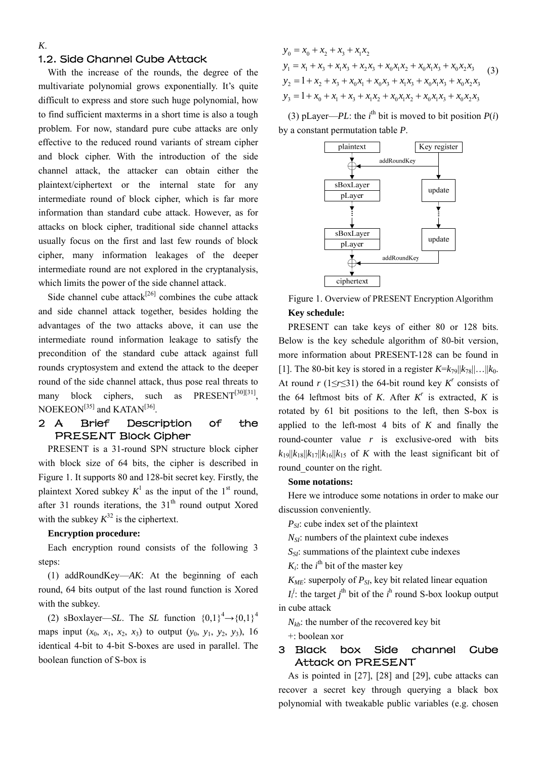*K*.

## 1.2. Side Channel Cube Attack

With the increase of the rounds, the degree of the multivariate polynomial grows exponentially. It's quite difficult to express and store such huge polynomial, how to find sufficient maxterms in a short time is also a tough problem. For now, standard pure cube attacks are only effective to the reduced round variants of stream cipher and block cipher. With the introduction of the side channel attack, the attacker can obtain either the plaintext/ciphertext or the internal state for any intermediate round of block cipher, which is far more information than standard cube attack. However, as for attacks on block cipher, traditional side channel attacks usually focus on the first and last few rounds of block cipher, many information leakages of the deeper intermediate round are not explored in the cryptanalysis, which limits the power of the side channel attack.

Side channel cube attack[26] combines the cube attack and side channel attack together, besides holding the advantages of the two attacks above, it can use the intermediate round information leakage to satisfy the precondition of the standard cube attack against full rounds cryptosystem and extend the attack to the deeper round of the side channel attack, thus pose real threats to many block ciphers, such as PRESENT[30][31], NOEKEON[35] and KATAN[36].

## 2 A Brief Description of the PRESENT Block Cipher

PRESENT is a 31-round SPN structure block cipher with block size of 64 bits, the cipher is described in Figure 1. It supports 80 and 128-bit secret key. Firstly, the plaintext Xored subkey $K^1$ as the input of the 1st round, after 31 rounds iterations, the 31th round output Xored with the subkey $K^{32}$ is the ciphertext.

**Encryption procedure:**

Each encryption round consists of the following 3 steps:

(1) addRoundKey—*AK*: At the beginning of each round, 64 bits output of the last round function is Xored with the subkey.

(2) sBoxlayer—*SL*. The *SL* function $\{0,1\}^4 \rightarrow \{0,1\}^4$ maps input $(x_0, x_1, x_2, x_3)$ to output $(y_0, y_1, y_2, y_3)$, 16 identical 4-bit to 4-bit S-boxes are used in parallel. The boolean function of S-box is

$$
\begin{aligned}
y_0 &= x_0 + x_2 + x_3 + x_1x_2 \\
y_1 &= x_1 + x_3 + x_1x_3 + x_2x_3 + x_0x_1x_2 + x_0x_1x_3 + x_0x_2x_3 \\
y_2 &= 1 + x_2 + x_3 + x_0x_1 + x_0x_3 + x_1x_3 + x_0x_1x_3 + x_0x_2x_3 \\
y_3 &= 1 + x_0 + x_1 + x_3 + x_1x_2 + x_0x_1x_2 + x_0x_1x_3 + x_0x_2x_3
\end{aligned}
\quad (3)
$$

(3) pLayer—*PL*: the $i^{\text{th}}$ bit is moved to bit position $P(i)$ by a constant permutation table *P*.

Figure 1. Overview of PRESENT Encryption Algorithm

**Key schedule:**

PRESENT can take keys of either 80 or 128 bits. Below is the key schedule algorithm of 80-bit version, more information about PRESENT-128 can be found in [1]. The 80-bit key is stored in a register $K=k_{79}||k_{78}||\ldots||k_0$. At round $r$ ($1\leq r\leq 31$) the 64-bit round key $K^r$ consists of the 64 leftmost bits of *K*. After $K^r$ is extracted, *K* is rotated by 61 bit positions to the left, then S-box is applied to the left-most 4 bits of *K* and finally the round-counter value *r* is exclusive-ored with bits $k_{19}||k_{18}||k_{17}||k_{16}||k_{15}$ of *K* with the least significant bit of round_counter on the right.

**Some notations:**

Here we introduce some notations in order to make our discussion conveniently.

$P_{SI}$: cube index set of the plaintext

$N_{SI}$: numbers of the plaintext cube indexes

$S_{SI}$: summations of the plaintext cube indexes

$K_i$: the $i^{\text{th}}$ bit of the master key

$K_{ME}$: superpoly of $P_{SI}$, key bit related linear equation

$I_i^j$: the target $j^{\text{th}}$ bit of the $i^{\text{h}}$ round S-box lookup output in cube attack

$N_{kb}$: the number of the recovered key bit

+: boolean xor

## 3 Black box Side channel Cube Attack on PRESENT

As is pointed in [27], [28] and [29], cube attacks can recover a secret key through querying a black box polynomial with tweakable public variables (e.g. chosen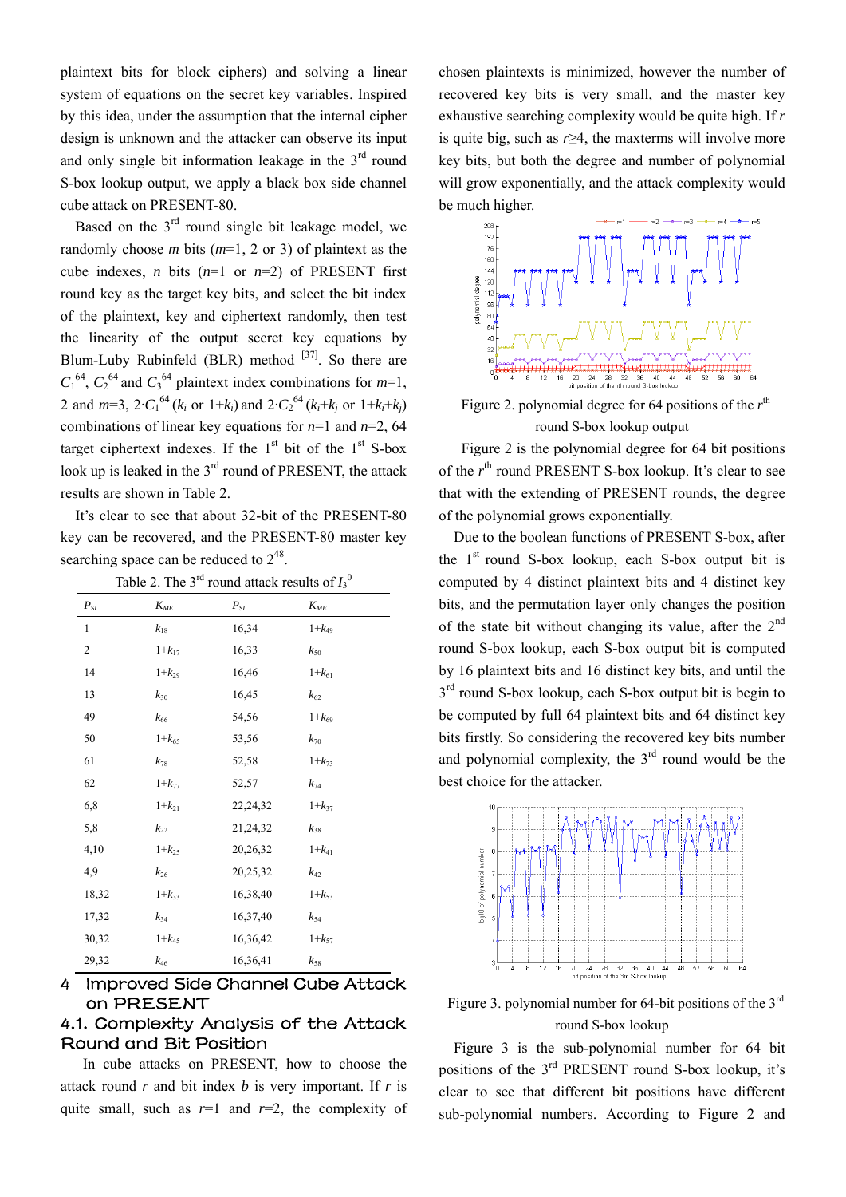plaintext bits for block ciphers) and solving a linear system of equations on the secret key variables. Inspired by this idea, under the assumption that the internal cipher design is unknown and the attacker can observe its input and only single bit information leakage in the 3rd round S-box lookup output, we apply a black box side channel cube attack on PRESENT-80.

Based on the 3rd round single bit leakage model, we randomly choose *m* bits (*m*=1, 2 or 3) of plaintext as the cube indexes, *n* bits (*n*=1 or *n*=2) of PRESENT first round key as the target key bits, and select the bit index of the plaintext, key and ciphertext randomly, then test the linearity of the output secret key equations by Blum-Luby Rubinfeld (BLR) method [37]. So there are $C_1^{64}$, $C_2^{64}$ and $C_3^{64}$ plaintext index combinations for *m*=1, 2 and *m*=3, $2{\cdot}C_1^{64}$ ($k_i$ or $1{+}k_i$) and $2{\cdot}C_2^{64}$ ($k_i{+}k_j$ or $1{+}k_i{+}k_j$) combinations of linear key equations for *n*=1 and *n*=2, 64 target ciphertext indexes. If the 1st bit of the 1st S-box look up is leaked in the 3rd round of PRESENT, the attack results are shown in Table 2.

It's clear to see that about 32-bit of the PRESENT-80 key can be recovered, and the PRESENT-80 master key searching space can be reduced to $2^{48}$.

Table 2. The 3rd round attack results of $I_3^0$

| $P_{SI}$ | $K_{ME}$ | $P_{SI}$ | $K_{ME}$ |
|---|---|---|---|
| 1 | $k_{18}$ | 16,34 | $1{+}k_{49}$ |
| 2 | $1{+}k_{17}$ | 16,33 | $k_{50}$ |
| 14 | $1{+}k_{29}$ | 16,46 | $1{+}k_{61}$ |
| 13 | $k_{30}$ | 16,45 | $k_{62}$ |
| 49 | $k_{66}$ | 54,56 | $1{+}k_{69}$ |
| 50 | $1{+}k_{65}$ | 53,56 | $k_{70}$ |
| 61 | $k_{78}$ | 52,58 | $1{+}k_{73}$ |
| 62 | $1{+}k_{77}$ | 52,57 | $k_{74}$ |
| 6,8 | $1{+}k_{21}$ | 22,24,32 | $1{+}k_{37}$ |
| 5,8 | $k_{22}$ | 21,24,32 | $k_{38}$ |
| 4,10 | $1{+}k_{25}$ | 20,26,32 | $1{+}k_{41}$ |
| 4,9 | $k_{26}$ | 20,25,32 | $k_{42}$ |
| 18,32 | $1{+}k_{33}$ | 16,38,40 | $1{+}k_{53}$ |
| 17,32 | $k_{34}$ | 16,37,40 | $k_{54}$ |
| 30,32 | $1{+}k_{45}$ | 16,36,42 | $1{+}k_{57}$ |
| 29,32 | $k_{46}$ | 16,36,41 | $k_{58}$ |

# 4 Improved Side Channel Cube Attack on PRESENT

## 4.1. Complexity Analysis of the Attack Round and Bit Position

In cube attacks on PRESENT, how to choose the attack round *r* and bit index *b* is very important. If *r* is quite small, such as *r*=1 and *r*=2, the complexity of chosen plaintexts is minimized, however the number of recovered key bits is very small, and the master key exhaustive searching complexity would be quite high. If *r* is quite big, such as *r*≥4, the maxterms will involve more key bits, but both the degree and number of polynomial will grow exponentially, and the attack complexity would be much higher.

Figure 2. polynomial degree for 64 positions of the *r*th round S-box lookup output

Figure 2 is the polynomial degree for 64 bit positions of the *r*th round PRESENT S-box lookup. It's clear to see that with the extending of PRESENT rounds, the degree of the polynomial grows exponentially.

Due to the boolean functions of PRESENT S-box, after the 1st round S-box lookup, each S-box output bit is computed by 4 distinct plaintext bits and 4 distinct key bits, and the permutation layer only changes the position of the state bit without changing its value, after the 2nd round S-box lookup, each S-box output bit is computed by 16 plaintext bits and 16 distinct key bits, and until the 3rd round S-box lookup, each S-box output bit is begin to be computed by full 64 plaintext bits and 64 distinct key bits firstly. So considering the recovered key bits number and polynomial complexity, the 3rd round would be the best choice for the attacker.

Figure 3. polynomial number for 64-bit positions of the 3rd round S-box lookup

Figure 3 is the sub-polynomial number for 64 bit positions of the 3rd PRESENT round S-box lookup, it's clear to see that different bit positions have different sub-polynomial numbers. According to Figure 2 and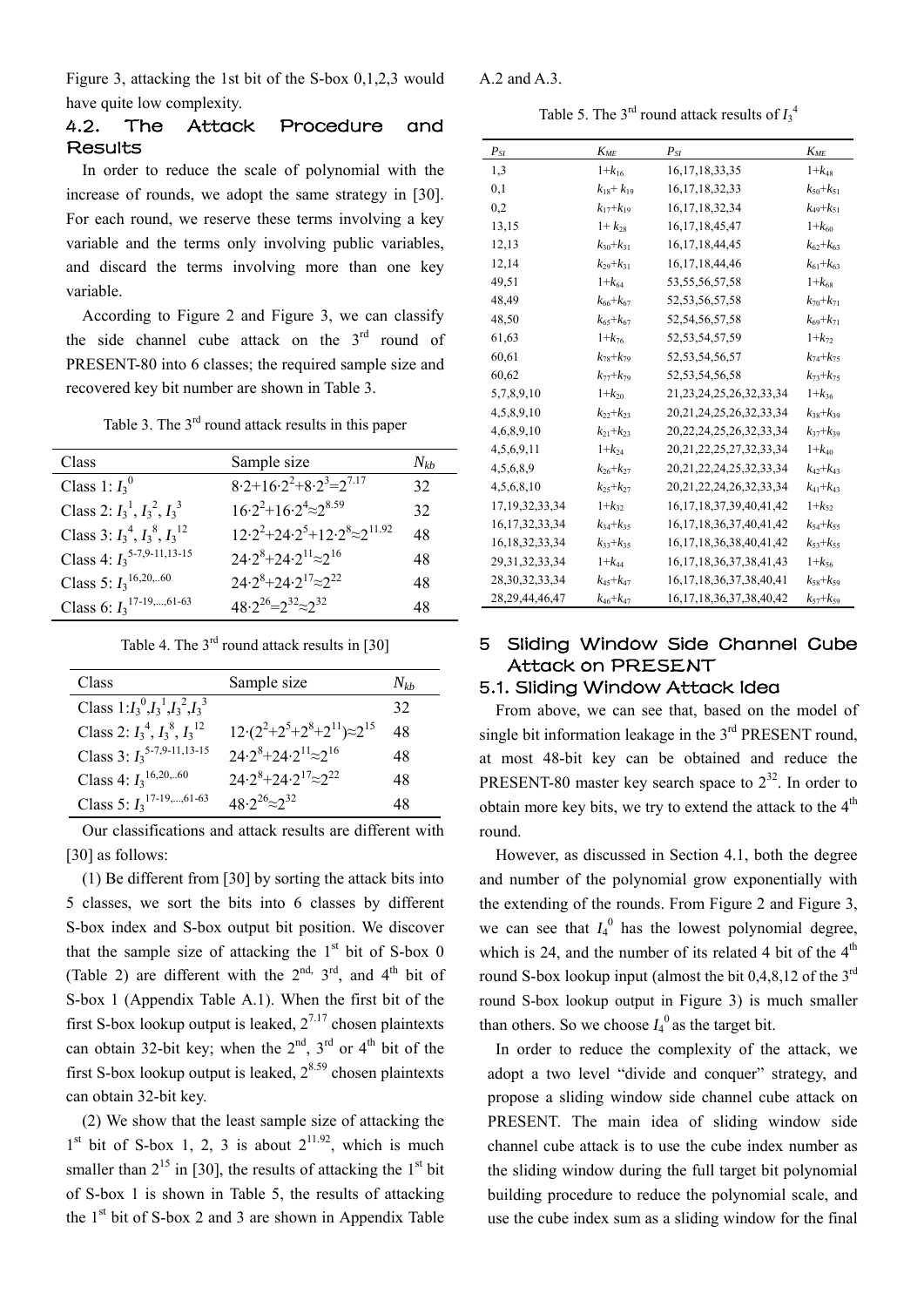Figure 3, attacking the 1st bit of the S-box 0,1,2,3 would have quite low complexity.

## 4.2. The Attack Procedure and Results

In order to reduce the scale of polynomial with the increase of rounds, we adopt the same strategy in [30]. For each round, we reserve these terms involving a key variable and the terms only involving public variables, and discard the terms involving more than one key variable.

According to Figure 2 and Figure 3, we can classify the side channel cube attack on the 3[rd] round of PRESENT-80 into 6 classes; the required sample size and recovered key bit number are shown in Table 3.

Table 3. The 3[rd] round attack results in this paper

| Class | Sample size | $N_{kb}$ |
|---|---|---|
| Class 1: $I_3^0$ | $8{\cdot}2+16{\cdot}2^2+8{\cdot}2^3=2^{7.17}$ | 32 |
| Class 2: $I_3^1$, $I_3^2$, $I_3^3$ | $16{\cdot}2^2+16{\cdot}2^4\approx2^{8.59}$ | 32 |
| Class 3: $I_3^4$, $I_3^8$, $I_3^{12}$ | $12{\cdot}2^2+24{\cdot}2^5+12{\cdot}2^8\approx2^{11.92}$ | 48 |
| Class 4: $I_3^{5\text{-}7,9\text{-}11,13\text{-}15}$ | $24{\cdot}2^8+24{\cdot}2^{11}\approx2^{16}$ | 48 |
| Class 5: $I_3^{16,20,..60}$ | $24{\cdot}2^8+24{\cdot}2^{17}\approx2^{22}$ | 48 |
| Class 6: $I_3^{17\text{-}19,...,61\text{-}63}$ | $48{\cdot}2^{26}=2^{32}\approx2^{32}$ | 48 |

Table 4. The 3[rd] round attack results in [30]

| Class | Sample size | $N_{kb}$ |
|---|---|---|
| Class 1: $I_3^0$, $I_3^1$, $I_3^2$, $I_3^3$ | | 32 |
| Class 2: $I_3^4$, $I_3^8$, $I_3^{12}$ | $12{\cdot}(2^2+2^5+2^8+2^{11})\approx2^{15}$ | 48 |
| Class 3: $I_3^{5\text{-}7,9\text{-}11,13\text{-}15}$ | $24{\cdot}2^8+24{\cdot}2^{11}\approx2^{16}$ | 48 |
| Class 4: $I_3^{16,20,..60}$ | $24{\cdot}2^8+24{\cdot}2^{17}\approx2^{22}$ | 48 |
| Class 5: $I_3^{17\text{-}19,...,61\text{-}63}$ | $48{\cdot}2^{26}\approx2^{32}$ | 48 |

Our classifications and attack results are different with [30] as follows:

(1) Be different from [30] by sorting the attack bits into 5 classes, we sort the bits into 6 classes by different S-box index and S-box output bit position. We discover that the sample size of attacking the 1[st] bit of S-box 0 (Table 2) are different with the 2[nd], 3[rd], and 4[th] bit of S-box 1 (Appendix Table A.1). When the first bit of the first S-box lookup output is leaked, $2^{7.17}$ chosen plaintexts can obtain 32-bit key; when the 2[nd], 3[rd] or 4[th] bit of the first S-box lookup output is leaked, $2^{8.59}$ chosen plaintexts can obtain 32-bit key.

(2) We show that the least sample size of attacking the 1[st] bit of S-box 1, 2, 3 is about $2^{11.92}$, which is much smaller than $2^{15}$ in [30], the results of attacking the 1[st] bit of S-box 1 is shown in Table 5, the results of attacking the 1[st] bit of S-box 2 and 3 are shown in Appendix Table A.2 and A.3.

Table 5. The 3[rd] round attack results of $I_3^4$

| $P_{SI}$ | $K_{ME}$ | $P_{SI}$ | $K_{ME}$ |
|---|---|---|---|
| 1,3 | $1+k_{16}$ | 16,17,18,33,35 | $1+k_{48}$ |
| 0,1 | $k_{18}+k_{19}$ | 16,17,18,32,33 | $k_{50}+k_{51}$ |
| 0,2 | $k_{17}+k_{19}$ | 16,17,18,32,34 | $k_{49}+k_{51}$ |
| 13,15 | $1+k_{28}$ | 16,17,18,45,47 | $1+k_{60}$ |
| 12,13 | $k_{30}+k_{31}$ | 16,17,18,44,45 | $k_{62}+k_{63}$ |
| 12,14 | $k_{29}+k_{31}$ | 16,17,18,44,46 | $k_{61}+k_{63}$ |
| 49,51 | $1+k_{64}$ | 53,55,56,57,58 | $1+k_{68}$ |
| 48,49 | $k_{66}+k_{67}$ | 52,53,56,57,58 | $k_{70}+k_{71}$ |
| 48,50 | $k_{65}+k_{67}$ | 52,54,56,57,58 | $k_{69}+k_{71}$ |
| 61,63 | $1+k_{76}$ | 52,53,54,57,59 | $1+k_{72}$ |
| 60,61 | $k_{78}+k_{79}$ | 52,53,54,56,57 | $k_{74}+k_{75}$ |
| 60,62 | $k_{77}+k_{79}$ | 52,53,54,56,58 | $k_{73}+k_{75}$ |
| 5,7,8,9,10 | $1+k_{20}$ | 21,23,24,25,26,32,33,34 | $1+k_{36}$ |
| 4,5,8,9,10 | $k_{22}+k_{23}$ | 20,21,24,25,26,32,33,34 | $k_{38}+k_{39}$ |
| 4,6,8,9,10 | $k_{21}+k_{23}$ | 20,22,24,25,26,32,33,34 | $k_{37}+k_{39}$ |
| 4,5,6,9,11 | $1+k_{24}$ | 20,21,22,25,27,32,33,34 | $1+k_{40}$ |
| 4,5,6,8,9 | $k_{26}+k_{27}$ | 20,21,22,24,25,32,33,34 | $k_{42}+k_{43}$ |
| 4,5,6,8,10 | $k_{25}+k_{27}$ | 20,21,22,24,26,32,33,34 | $k_{41}+k_{43}$ |
| 17,19,32,33,34 | $1+k_{32}$ | 16,17,18,37,39,40,41,42 | $1+k_{52}$ |
| 16,17,32,33,34 | $k_{34}+k_{35}$ | 16,17,18,36,37,40,41,42 | $k_{54}+k_{55}$ |
| 16,18,32,33,34 | $k_{33}+k_{35}$ | 16,17,18,36,38,40,41,42 | $k_{53}+k_{55}$ |
| 29,31,32,33,34 | $1+k_{44}$ | 16,17,18,36,37,38,41,43 | $1+k_{56}$ |
| 28,30,32,33,34 | $k_{45}+k_{47}$ | 16,17,18,36,37,38,40,41 | $k_{58}+k_{59}$ |
| 28,29,44,46,47 | $k_{46}+k_{47}$ | 16,17,18,36,37,38,40,42 | $k_{57}+k_{59}$ |

# 5 Sliding Window Side Channel Cube Attack on PRESENT

## 5.1. Sliding Window Attack Idea

From above, we can see that, based on the model of single bit information leakage in the 3[rd] PRESENT round, at most 48-bit key can be obtained and reduce the PRESENT-80 master key search space to $2^{32}$. In order to obtain more key bits, we try to extend the attack to the 4[th] round.

However, as discussed in Section 4.1, both the degree and number of the polynomial grow exponentially with the extending of the rounds. From Figure 2 and Figure 3, we can see that $I_4^0$ has the lowest polynomial degree, which is 24, and the number of its related 4 bit of the 4[th] round S-box lookup input (almost the bit 0,4,8,12 of the 3[rd] round S-box lookup output in Figure 3) is much smaller than others. So we choose $I_4^0$ as the target bit.

In order to reduce the complexity of the attack, we adopt a two level "divide and conquer" strategy, and propose a sliding window side channel cube attack on PRESENT. The main idea of sliding window side channel cube attack is to use the cube index number as the sliding window during the full target bit polynomial building procedure to reduce the polynomial scale, and use the cube index sum as a sliding window for the final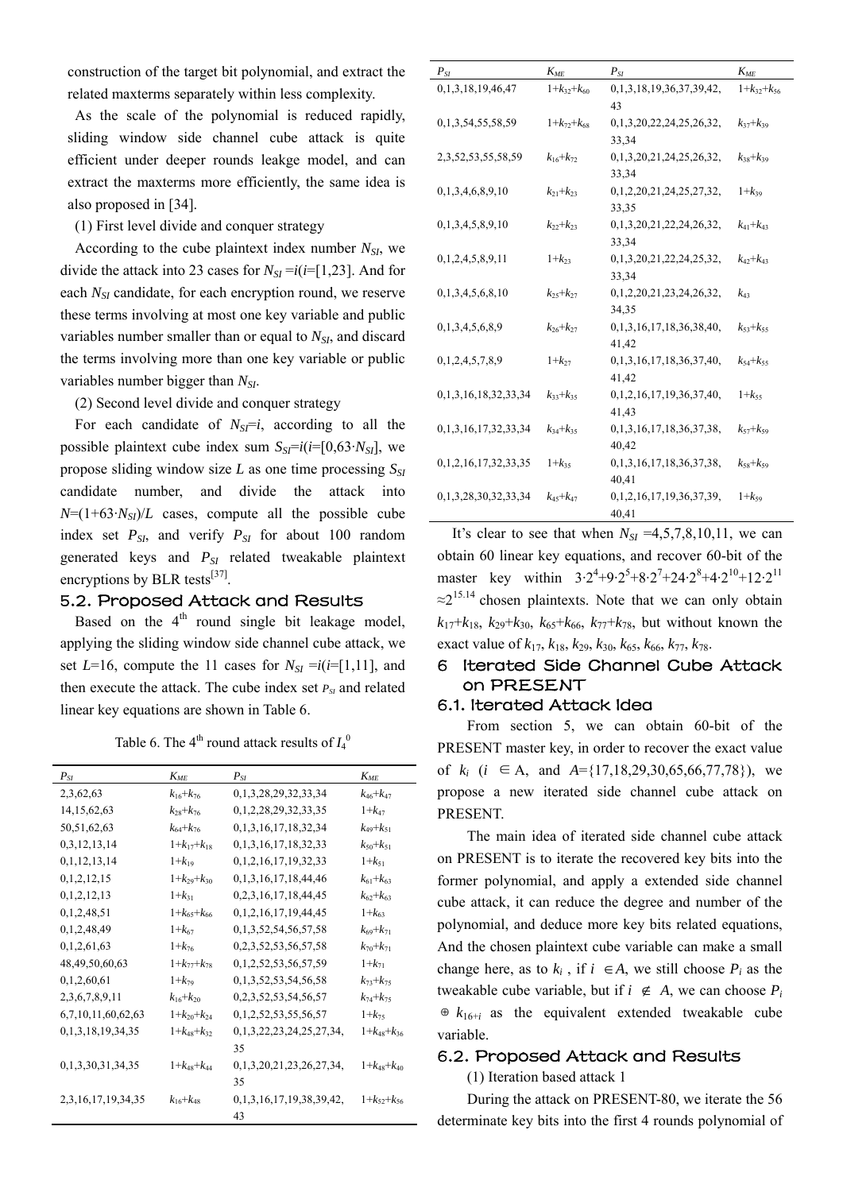construction of the target bit polynomial, and extract the related maxterms separately within less complexity.

As the scale of the polynomial is reduced rapidly, sliding window side channel cube attack is quite efficient under deeper rounds leakge model, and can extract the maxterms more efficiently, the same idea is also proposed in [34].

(1) First level divide and conquer strategy

According to the cube plaintext index number $N_{SI}$, we divide the attack into 23 cases for $N_{SI}=i(i=[1,23]$. And for each $N_{SI}$ candidate, for each encryption round, we reserve these terms involving at most one key variable and public variables number smaller than or equal to $N_{SI}$, and discard the terms involving more than one key variable or public variables number bigger than $N_{SI}$.

(2) Second level divide and conquer strategy

For each candidate of $N_{SI}=i$, according to all the possible plaintext cube index sum $S_{SI}=i(i=[0,63\cdot N_{SI}]$, we propose sliding window size $L$ as one time processing $S_{SI}$ candidate number, and divide the attack into $N=(1+63\cdot N_{SI})/L$ cases, compute all the possible cube index set $P_{SI}$, and verify $P_{SI}$ for about 100 random generated keys and $P_{SI}$ related tweakable plaintext encryptions by BLR tests[37].

## 5.2. Proposed Attack and Results

Based on the 4th round single bit leakage model, applying the sliding window side channel cube attack, we set $L=16$, compute the 11 cases for $N_{SI}=i(i=[1,11]$, and then execute the attack. The cube index set $P_{SI}$ and related linear key equations are shown in Table 6.

Table 6. The 4th round attack results of $I_4^0$

| $P_{SI}$ | $K_{ME}$ | $P_{SI}$ | $K_{ME}$ |
|---|---|---|---|
| 2,3,62,63 | $k_{16}+k_{76}$ | 0,1,3,28,29,32,33,34 | $k_{46}+k_{47}$ |
| 14,15,62,63 | $k_{28}+k_{76}$ | 0,1,2,28,29,32,33,35 | $1+k_{47}$ |
| 50,51,62,63 | $k_{64}+k_{76}$ | 0,1,3,16,17,18,32,34 | $k_{49}+k_{51}$ |
| 0,3,12,13,14 | $1+k_{17}+k_{18}$ | 0,1,3,16,17,18,32,33 | $k_{50}+k_{51}$ |
| 0,1,12,13,14 | $1+k_{19}$ | 0,1,2,16,17,19,32,33 | $1+k_{51}$ |
| 0,1,2,12,15 | $1+k_{29}+k_{30}$ | 0,1,3,16,17,18,44,46 | $k_{61}+k_{63}$ |
| 0,1,2,12,13 | $1+k_{31}$ | 0,2,3,16,17,18,44,45 | $k_{62}+k_{63}$ |
| 0,1,2,48,51 | $1+k_{65}+k_{66}$ | 0,1,2,16,17,19,44,45 | $1+k_{63}$ |
| 0,1,2,48,49 | $1+k_{67}$ | 0,1,3,52,54,56,57,58 | $k_{69}+k_{71}$ |
| 0,1,2,61,63 | $1+k_{76}$ | 0,2,3,52,53,56,57,58 | $k_{70}+k_{71}$ |
| 48,49,50,60,63 | $1+k_{77}+k_{78}$ | 0,1,2,52,53,56,57,59 | $1+k_{71}$ |
| 0,1,2,60,61 | $1+k_{79}$ | 0,1,3,52,53,54,56,58 | $k_{73}+k_{75}$ |
| 2,3,6,7,8,9,11 | $k_{16}+k_{20}$ | 0,2,3,52,53,54,56,57 | $k_{74}+k_{75}$ |
| 6,7,10,11,60,62,63 | $1+k_{20}+k_{24}$ | 0,1,2,52,53,55,56,57 | $1+k_{75}$ |
| 0,1,3,18,19,34,35 | $1+k_{48}+k_{32}$ | 0,1,3,22,23,24,25,27,34,35 | $1+k_{48}+k_{36}$ |
| 0,1,3,30,31,34,35 | $1+k_{48}+k_{44}$ | 0,1,3,20,21,23,26,27,34,35 | $1+k_{48}+k_{40}$ |
| 2,3,16,17,19,34,35 | $k_{16}+k_{48}$ | 0,1,3,16,17,19,38,39,42,43 | $1+k_{52}+k_{56}$ |
| 0,1,3,18,19,46,47 | $1+k_{32}+k_{60}$ | 0,1,3,18,19,36,37,39,42,43 | $1+k_{32}+k_{56}$ |
| 0,1,3,54,55,58,59 | $1+k_{72}+k_{68}$ | 0,1,3,20,22,24,25,26,32,33,34 | $k_{37}+k_{39}$ |
| 2,3,52,53,55,58,59 | $k_{16}+k_{72}$ | 0,1,3,20,21,24,25,26,32,33,34 | $k_{38}+k_{39}$ |
| 0,1,3,4,6,8,9,10 | $k_{21}+k_{23}$ | 0,1,2,20,21,24,25,27,32,33,35 | $1+k_{39}$ |
| 0,1,3,4,5,8,9,10 | $k_{22}+k_{23}$ | 0,1,3,20,21,22,24,26,32,33,34 | $k_{41}+k_{43}$ |
| 0,1,2,4,5,8,9,11 | $1+k_{23}$ | 0,1,3,20,21,22,24,25,32,33,34 | $k_{42}+k_{43}$ |
| 0,1,3,4,5,6,8,10 | $k_{25}+k_{27}$ | 0,1,2,20,21,23,24,26,32,34,35 | $k_{43}$ |
| 0,1,3,4,5,6,8,9 | $k_{26}+k_{27}$ | 0,1,3,16,17,18,36,38,40,41,42 | $k_{53}+k_{55}$ |
| 0,1,2,4,5,7,8,9 | $1+k_{27}$ | 0,1,3,16,17,18,36,37,40,41,42 | $k_{54}+k_{55}$ |
| 0,1,3,16,18,32,33,34 | $k_{33}+k_{35}$ | 0,1,2,16,17,19,36,37,40,41,43 | $1+k_{55}$ |
| 0,1,3,16,17,32,33,34 | $k_{34}+k_{35}$ | 0,1,3,16,17,18,36,37,38,40,42 | $k_{57}+k_{59}$ |
| 0,1,2,16,17,32,33,35 | $1+k_{35}$ | 0,1,3,16,17,18,36,37,38,40,41 | $k_{58}+k_{59}$ |
| 0,1,3,28,30,32,33,34 | $k_{45}+k_{47}$ | 0,1,2,16,17,19,36,37,39,40,41 | $1+k_{59}$ |

It's clear to see that when $N_{SI}=4,5,7,8,10,11$, we can obtain 60 linear key equations, and recover 60-bit of the master key within $3\cdot 2^4+9\cdot 2^5+8\cdot 2^7+24\cdot 2^8+4\cdot 2^{10}+12\cdot 2^{11} \approx 2^{15.14}$ chosen plaintexts. Note that we can only obtain $k_{17}+k_{18}$, $k_{29}+k_{30}$, $k_{65}+k_{66}$, $k_{77}+k_{78}$, but without known the exact value of $k_{17}$, $k_{18}$, $k_{29}$, $k_{30}$, $k_{65}$, $k_{66}$, $k_{77}$, $k_{78}$.

# 6 Iterated Side Channel Cube Attack on PRESENT

## 6.1. Iterated Attack Idea

From section 5, we can obtain 60-bit of the PRESENT master key, in order to recover the exact value of $k_i$ ($i \in A$, and $A=\{17,18,29,30,65,66,77,78\}$), we propose a new iterated side channel cube attack on PRESENT.

The main idea of iterated side channel cube attack on PRESENT is to iterate the recovered key bits into the former polynomial, and apply a extended side channel cube attack, it can reduce the degree and number of the polynomial, and deduce more key bits related equations, And the chosen plaintext cube variable can make a small change here, as to $k_i$, if $i \in A$, we still choose $P_i$ as the tweakable cube variable, but if $i \notin A$, we can choose $P_i \oplus k_{16+i}$ as the equivalent extended tweakable cube variable.

## 6.2. Proposed Attack and Results

(1) Iteration based attack 1

During the attack on PRESENT-80, we iterate the 56 determinate key bits into the first 4 rounds polynomial of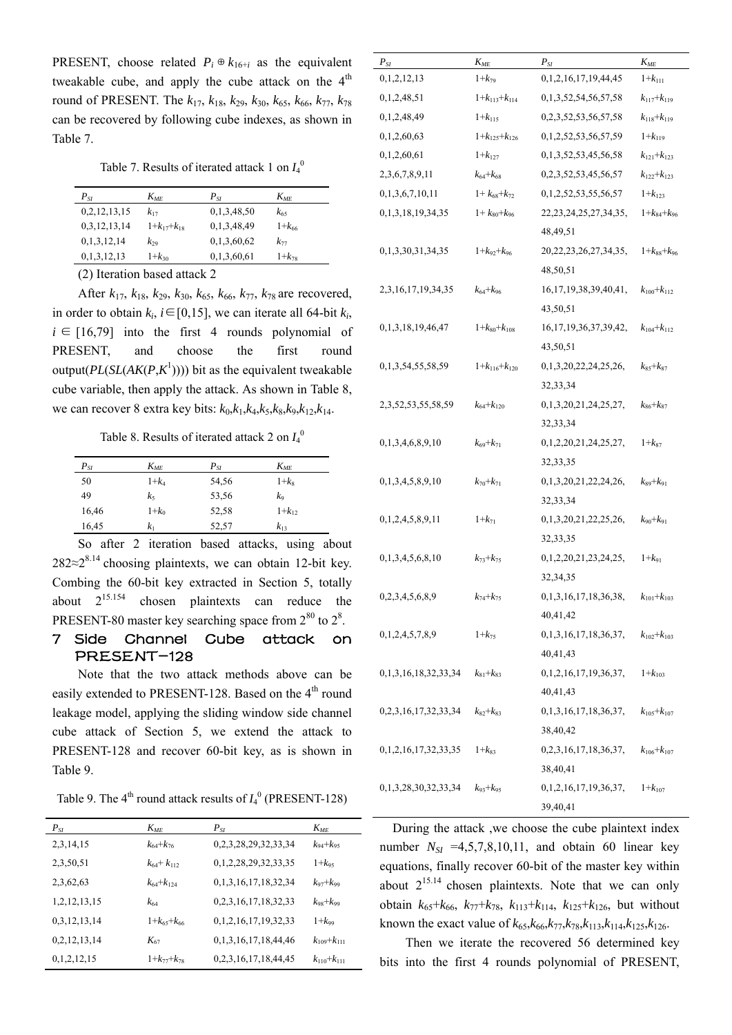PRESENT, choose related $P_i \oplus k_{16+i}$ as the equivalent tweakable cube, and apply the cube attack on the 4[th] round of PRESENT. The $k_{17}$, $k_{18}$, $k_{29}$, $k_{30}$, $k_{65}$, $k_{66}$, $k_{77}$, $k_{78}$ can be recovered by following cube indexes, as shown in Table 7.

Table 7. Results of iterated attack 1 on $I_4^0$

| $P_{SI}$ | $K_{ME}$ | $P_{SI}$ | $K_{ME}$ |
|---|---|---|---|
| 0,2,12,13,15 | $k_{17}$ | 0,1,3,48,50 | $k_{65}$ |
| 0,3,12,13,14 | $1+k_{17}+k_{18}$ | 0,1,3,48,49 | $1+k_{66}$ |
| 0,1,3,12,14 | $k_{29}$ | 0,1,3,60,62 | $k_{77}$ |
| 0,1,3,12,13 | $1+k_{30}$ | 0,1,3,60,61 | $1+k_{78}$ |

(2) Iteration based attack 2

After $k_{17}$, $k_{18}$, $k_{29}$, $k_{30}$, $k_{65}$, $k_{66}$, $k_{77}$, $k_{78}$ are recovered, in order to obtain $k_i$, $i\in[0,15]$, we can iterate all 64-bit $k_i$, $i \in [16,79]$ into the first 4 rounds polynomial of PRESENT, and choose the first round output($PL(SL(AK(P,K^1)))$) bit as the equivalent tweakable cube variable, then apply the attack. As shown in Table 8, we can recover 8 extra key bits: $k_0,k_1,k_4,k_5,k_8,k_9,k_{12},k_{14}$.

Table 8. Results of iterated attack 2 on $I_4^0$

| $P_{SI}$ | $K_{ME}$ | $P_{SI}$ | $K_{ME}$ |
|---|---|---|---|
| 50 | $1+k_4$ | 54,56 | $1+k_8$ |
| 49 | $k_5$ | 53,56 | $k_9$ |
| 16,46 | $1+k_0$ | 52,58 | $1+k_{12}$ |
| 16,45 | $k_1$ | 52,57 | $k_{13}$ |

So after 2 iteration based attacks, using about $282\approx2^{8.14}$ choosing plaintexts, we can obtain 12-bit key. Combing the 60-bit key extracted in Section 5, totally about $2^{15.154}$ chosen plaintexts can reduce the PRESENT-80 master key searching space from $2^{80}$ to $2^{8}$.

## 7 Side Channel Cube attack on PRESENT-128

Note that the two attack methods above can be easily extended to PRESENT-128. Based on the 4[th] round leakage model, applying the sliding window side channel cube attack of Section 5, we extend the attack to PRESENT-128 and recover 60-bit key, as is shown in Table 9.

Table 9. The 4[th] round attack results of $I_4^0$ (PRESENT-128)

| $P_{SI}$ | $K_{ME}$ | $P_{SI}$ | $K_{ME}$ |
|---|---|---|---|
| 2,3,14,15 | $k_{64}+k_{76}$ | 0,2,3,28,29,32,33,34 | $k_{94}+k_{95}$ |
| 2,3,50,51 | $k_{64}+k_{112}$ | 0,1,2,28,29,32,33,35 | $1+k_{95}$ |
| 2,3,62,63 | $k_{64}+k_{124}$ | 0,1,3,16,17,18,32,34 | $k_{97}+k_{99}$ |
| 1,2,12,13,15 | $k_{64}$ | 0,2,3,16,17,18,32,33 | $k_{98}+k_{99}$ |
| 0,3,12,13,14 | $1+k_{65}+k_{66}$ | 0,1,2,16,17,19,32,33 | $1+k_{99}$ |
| 0,2,12,13,14 | $K_{67}$ | 0,1,3,16,17,18,44,46 | $k_{109}+k_{111}$ |
| 0,1,2,12,15 | $1+k_{77}+k_{78}$ | 0,2,3,16,17,18,44,45 | $k_{110}+k_{111}$ |
| 0,1,2,12,13 | $1+k_{79}$ | 0,1,2,16,17,19,44,45 | $1+k_{111}$ |
| 0,1,2,48,51 | $1+k_{113}+k_{114}$ | 0,1,3,52,54,56,57,58 | $k_{117}+k_{119}$ |
| 0,1,2,48,49 | $1+k_{115}$ | 0,2,3,52,53,56,57,58 | $k_{118}+k_{119}$ |
| 0,1,2,60,63 | $1+k_{125}+k_{126}$ | 0,1,2,52,53,56,57,59 | $1+k_{119}$ |
| 0,1,2,60,61 | $1+k_{127}$ | 0,1,3,52,53,45,56,58 | $k_{121}+k_{123}$ |
| 2,3,6,7,8,9,11 | $k_{64}+k_{68}$ | 0,2,3,52,53,45,56,57 | $k_{122}+k_{123}$ |
| 0,1,3,6,7,10,11 | $1+k_{68}+k_{72}$ | 0,1,2,52,53,55,56,57 | $1+k_{123}$ |
| 0,1,3,18,19,34,35 | $1+k_{80}+k_{96}$ | 22,23,24,25,27,34,35, 48,49,51 | $1+k_{84}+k_{96}$ |
| 0,1,3,30,31,34,35 | $1+k_{92}+k_{96}$ | 20,22,23,26,27,34,35, 48,50,51 | $1+k_{88}+k_{96}$ |
| 2,3,16,17,19,34,35 | $k_{64}+k_{96}$ | 16,17,19,38,39,40,41, 43,50,51 | $k_{100}+k_{112}$ |
| 0,1,3,18,19,46,47 | $1+k_{80}+k_{108}$ | 16,17,19,36,37,39,42, 43,50,51 | $k_{104}+k_{112}$ |
| 0,1,3,54,55,58,59 | $1+k_{116}+k_{120}$ | 0,1,3,20,22,24,25,26, 32,33,34 | $k_{85}+k_{87}$ |
| 2,3,52,53,55,58,59 | $k_{64}+k_{120}$ | 0,1,3,20,21,24,25,27, 32,33,34 | $k_{86}+k_{87}$ |
| 0,1,3,4,6,8,9,10 | $k_{69}+k_{71}$ | 0,1,2,20,21,24,25,27, 32,33,35 | $1+k_{87}$ |
| 0,1,3,4,5,8,9,10 | $k_{70}+k_{71}$ | 0,1,3,20,21,22,24,26, 32,33,34 | $k_{89}+k_{91}$ |
| 0,1,2,4,5,8,9,11 | $1+k_{71}$ | 0,1,3,20,21,22,25,26, 32,33,35 | $k_{90}+k_{91}$ |
| 0,1,3,4,5,6,8,10 | $k_{73}+k_{75}$ | 0,1,2,20,21,23,24,25, 32,34,35 | $1+k_{91}$ |
| 0,2,3,4,5,6,8,9 | $k_{74}+k_{75}$ | 0,1,3,16,17,18,36,38, 40,41,42 | $k_{101}+k_{103}$ |
| 0,1,2,4,5,7,8,9 | $1+k_{75}$ | 0,1,3,16,17,18,36,37, 40,41,43 | $k_{102}+k_{103}$ |
| 0,1,3,16,18,32,33,34 | $k_{81}+k_{83}$ | 0,1,2,16,17,19,36,37, 40,41,43 | $1+k_{103}$ |
| 0,2,3,16,17,32,33,34 | $k_{82}+k_{83}$ | 0,1,3,16,17,18,36,37, 38,40,42 | $k_{105}+k_{107}$ |
| 0,1,2,16,17,32,33,35 | $1+k_{83}$ | 0,2,3,16,17,18,36,37, 38,40,41 | $k_{106}+k_{107}$ |
| 0,1,3,28,30,32,33,34 | $k_{93}+k_{95}$ | 0,1,2,16,17,19,36,37, 39,40,41 | $1+k_{107}$ |

During the attack ,we choose the cube plaintext index number $N_{SI}$ =4,5,7,8,10,11, and obtain 60 linear key equations, finally recover 60-bit of the master key within about $2^{15.14}$ chosen plaintexts. Note that we can only obtain $k_{65}+k_{66}$, $k_{77}+k_{78}$, $k_{113}+k_{114}$, $k_{125}+k_{126}$, but without known the exact value of $k_{65},k_{66},k_{77},k_{78},k_{113},k_{114},k_{125},k_{126}$.

Then we iterate the recovered 56 determined key bits into the first 4 rounds polynomial of PRESENT,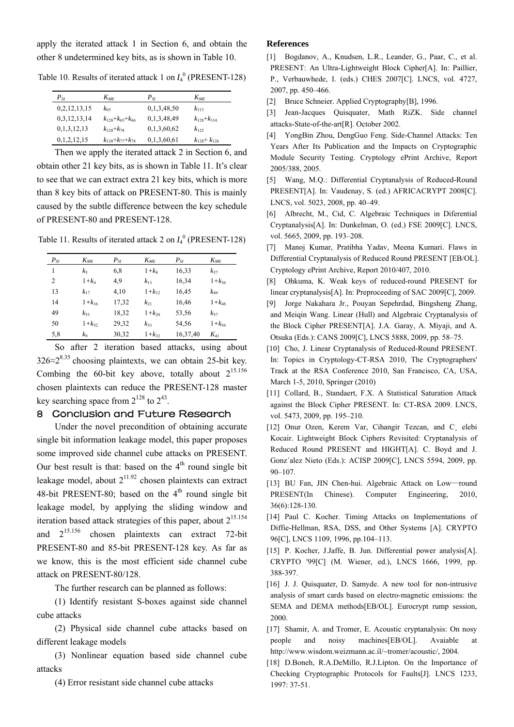apply the iterated attack 1 in Section 6, and obtain the other 8 undetermined key bits, as is shown in Table 10.

Table 10. Results of iterated attack 1 on $I_4^0$ (PRESENT-128)

| $P_{SI}$ | $K_{ME}$ | $P_{SI}$ | $K_{ME}$ |
|---|---|---|---|
| 0,2,12,13,15 | $k_{65}$ | 0,1,3,48,50 | $k_{113}$ |
| 0,3,12,13,14 | $k_{128}+k_{65}+k_{66}$ | 0,1,3,48,49 | $k_{128}+k_{114}$ |
| 0,1,3,12,13 | $k_{128}+k_{78}$ | 0,1,3,60,62 | $k_{125}$ |
| 0,1,2,12,15 | $k_{128}+k_{77}+k_{78}$ | 0,1,3,60,61 | $k_{128}+k_{126}$ |

Then we apply the iterated attack 2 in Section 6, and obtain other 21 key bits, as is shown in Table 11. It's clear to see that we can extract extra 21 key bits, which is more than 8 key bits of attack on PRESENT-80. This is mainly caused by the subtle difference between the key schedule of PRESENT-80 and PRESENT-128.

Table 11. Results of iterated attack 2 on $I_4^0$ (PRESENT-128)

| $P_{SI}$ | $K_{ME}$ | $P_{SI}$ | $K_{ME}$ | $P_{SI}$ | $K_{ME}$ |
|---|---|---|---|---|---|
| 1 | $k_5$ | 6,8 | $1+k_8$ | 16,33 | $k_{37}$ |
| 2 | $1+k_4$ | 4,9 | $k_{13}$ | 16,34 | $1+k_{36}$ |
| 13 | $k_{17}$ | 4,10 | $1+k_{12}$ | 16,45 | $k_{49}$ |
| 14 | $1+k_{16}$ | 17,32 | $k_{21}$ | 16,46 | $1+k_{48}$ |
| 49 | $k_{53}$ | 18,32 | $1+k_{20}$ | 53,56 | $k_{57}$ |
| 50 | $1+k_{52}$ | 29,32 | $k_{33}$ | 54,56 | $1+k_{56}$ |
| 5,8 | $k_9$ | 30,32 | $1+k_{32}$ | 16,37,40 | $K_{41}$ |

So after 2 iteration based attacks, using about $326\approx2^{8.35}$ choosing plaintexts, we can obtain 25-bit key. Combing the 60-bit key above, totally about $2^{15.156}$ chosen plaintexts can reduce the PRESENT-128 master key searching space from $2^{128}$ to $2^{43}$.

## 8 Conclusion and Future Research

Under the novel precondition of obtaining accurate single bit information leakage model, this paper proposes some improved side channel cube attacks on PRESENT. Our best result is that: based on the $4^{th}$ round single bit leakage model, about $2^{11.92}$ chosen plaintexts can extract 48-bit PRESENT-80; based on the $4^{th}$ round single bit leakage model, by applying the sliding window and iteration based attack strategies of this paper, about $2^{15.154}$ and $2^{15.156}$ chosen plaintexts can extract 72-bit PRESENT-80 and 85-bit PRESENT-128 key. As far as we know, this is the most efficient side channel cube attack on PRESENT-80/128.

The further research can be planned as follows:

(1) Identify resistant S-boxes against side channel cube attacks

(2) Physical side channel cube attacks based on different leakage models

(3) Nonlinear equation based side channel cube attacks

(4) Error resistant side channel cube attacks

## References

[1] Bogdanov, A., Knudsen, L.R., Leander, G., Paar, C., et al. PRESENT: An Ultra-Lightweight Block Cipher[A]. In: Paillier, P., Verbauwhede, I. (eds.) CHES 2007[C]. LNCS, vol. 4727, 2007, pp. 450–466.

[2] Bruce Schneier. Applied Cryptography[B], 1996.

[3] Jean-Jacques Quisquater, Math RiZK. Side channel attacks-State-of-the-art[R]. October 2002.

[4] YongBin Zhou, DengGuo Feng. Side-Channel Attacks: Ten Years After Its Publication and the Impacts on Cryptographic Module Security Testing. Cryptology ePrint Archive, Report 2005/388, 2005.

[5] Wang, M.Q.: Differential Cryptanalysis of Reduced-Round PRESENT[A]. In: Vaudenay, S. (ed.) AFRICACRYPT 2008[C]. LNCS, vol. 5023, 2008, pp. 40–49.

[6] Albrecht, M., Cid, C. Algebraic Techniques in Diferential Cryptanalysis[A]. In: Dunkelman, O. (ed.) FSE 2009[C]. LNCS, vol. 5665, 2009, pp. 193–208.

[7] Manoj Kumar, Pratibha Yadav, Meena Kumari. Flaws in Differential Cryptanalysis of Reduced Round PRESENT [EB/OL]. Cryptology ePrint Archive, Report 2010/407, 2010.

[8] Ohkuma, K. Weak keys of reduced-round PRESENT for linear cryptanalysis[A]. In: Preproceeding of SAC 2009[C], 2009.

[9] Jorge Nakahara Jr., Pouyan Sepehrdad, Bingsheng Zhang, and Meiqin Wang. Linear (Hull) and Algebraic Cryptanalysis of the Block Cipher PRESENT[A]. J.A. Garay, A. Miyaji, and A. Otsuka (Eds.): CANS 2009[C], LNCS 5888, 2009, pp. 58–75.

[10] Cho, J. Linear Cryptanalysis of Reduced-Round PRESENT. In: Topics in Cryptology-CT-RSA 2010, The Cryptographers' Track at the RSA Conference 2010, San Francisco, CA, USA, March 1-5, 2010, Springer (2010)

[11] Collard, B., Standaert, F.X. A Statistical Saturation Attack against the Block Cipher PRESENT. In: CT-RSA 2009. LNCS, vol. 5473, 2009, pp. 195–210.

[12] Onur Ozen, Kerem Var, Cihangir Tezcan, and C¸ elebi Kocair. Lightweight Block Ciphers Revisited: Cryptanalysis of Reduced Round PRESENT and HIGHT[A]. C. Boyd and J. Gonz´alez Nieto (Eds.): ACISP 2009[C], LNCS 5594, 2009, pp. 90–107.

[13] BU Fan, JIN Chen-hui. Algebraic Attack on Low—round PRESENT(In Chinese). Computer Engineering, 2010, 36(6):128-130.

[14] Paul C. Kocher. Timing Attacks on Implementations of Diffie-Hellman, RSA, DSS, and Other Systems [A]. CRYPTO 96[C], LNCS 1109, 1996, pp.104–113.

[15] P. Kocher, J.Jaffe, B. Jun. Differential power analysis[A]. CRYPTO '99[C] (M. Wiener, ed.), LNCS 1666, 1999, pp. 388-397.

[16] J. J. Quisquater, D. Samyde. A new tool for non-intrusive analysis of smart cards based on electro-magnetic emissions: the SEMA and DEMA methods[EB/OL]. Eurocrypt rump session, 2000.

[17] Shamir, A. and Tromer, E. Acoustic cryptanalysis: On nosy people and noisy machines[EB/OL]. Avaiable at http://www.wisdom.weizmann.ac.il/~tromer/acoustic/, 2004.

[18] D.Boneh, R.A.DeMillo, R.J.Lipton. On the Importance of Checking Cryptographic Protocols for Faults[J]. LNCS 1233, 1997: 37-51.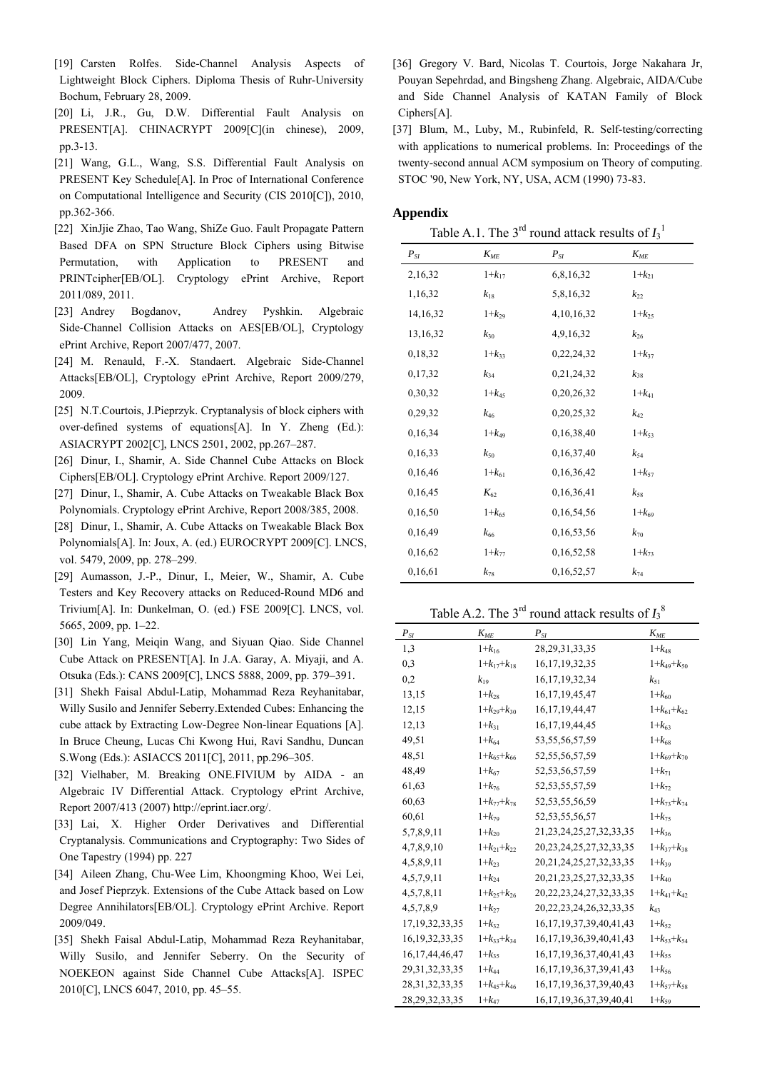[19] Carsten Rolfes. Side-Channel Analysis Aspects of Lightweight Block Ciphers. Diploma Thesis of Ruhr-University Bochum, February 28, 2009.

[20] Li, J.R., Gu, D.W. Differential Fault Analysis on PRESENT[A]. CHINACRYPT 2009[C](in chinese), 2009, pp.3-13.

[21] Wang, G.L., Wang, S.S. Differential Fault Analysis on PRESENT Key Schedule[A]. In Proc of International Conference on Computational Intelligence and Security (CIS 2010[C]), 2010, pp.362-366.

[22] XinJjie Zhao, Tao Wang, ShiZe Guo. Fault Propagate Pattern Based DFA on SPN Structure Block Ciphers using Bitwise Permutation, with Application to PRESENT and PRINTcipher[EB/OL]. Cryptology ePrint Archive, Report 2011/089, 2011.

[23] Andrey Bogdanov, Andrey Pyshkin. Algebraic Side-Channel Collision Attacks on AES[EB/OL], Cryptology ePrint Archive, Report 2007/477, 2007.

[24] M. Renauld, F.-X. Standaert. Algebraic Side-Channel Attacks[EB/OL], Cryptology ePrint Archive, Report 2009/279, 2009.

[25] N.T.Courtois, J.Pieprzyk. Cryptanalysis of block ciphers with over-defined systems of equations[A]. In Y. Zheng (Ed.): ASIACRYPT 2002[C], LNCS 2501, 2002, pp.267–287.

[26] Dinur, I., Shamir, A. Side Channel Cube Attacks on Block Ciphers[EB/OL]. Cryptology ePrint Archive. Report 2009/127.

[27] Dinur, I., Shamir, A. Cube Attacks on Tweakable Black Box Polynomials. Cryptology ePrint Archive, Report 2008/385, 2008.

[28] Dinur, I., Shamir, A. Cube Attacks on Tweakable Black Box Polynomials[A]. In: Joux, A. (ed.) EUROCRYPT 2009[C]. LNCS, vol. 5479, 2009, pp. 278–299.

[29] Aumasson, J.-P., Dinur, I., Meier, W., Shamir, A. Cube Testers and Key Recovery attacks on Reduced-Round MD6 and Trivium[A]. In: Dunkelman, O. (ed.) FSE 2009[C]. LNCS, vol. 5665, 2009, pp. 1–22.

[30] Lin Yang, Meiqin Wang, and Siyuan Qiao. Side Channel Cube Attack on PRESENT[A]. In J.A. Garay, A. Miyaji, and A. Otsuka (Eds.): CANS 2009[C], LNCS 5888, 2009, pp. 379–391.

[31] Shekh Faisal Abdul-Latip, Mohammad Reza Reyhanitabar, Willy Susilo and Jennifer Seberry.Extended Cubes: Enhancing the cube attack by Extracting Low-Degree Non-linear Equations [A]. In Bruce Cheung, Lucas Chi Kwong Hui, Ravi Sandhu, Duncan S.Wong (Eds.): ASIACCS 2011[C], 2011, pp.296–305.

[32] Vielhaber, M. Breaking ONE.FIVIUM by AIDA - an Algebraic IV Differential Attack. Cryptology ePrint Archive, Report 2007/413 (2007) http://eprint.iacr.org/.

[33] Lai, X. Higher Order Derivatives and Differential Cryptanalysis. Communications and Cryptography: Two Sides of One Tapestry (1994) pp. 227

[34] Aileen Zhang, Chu-Wee Lim, Khoongming Khoo, Wei Lei, and Josef Pieprzyk. Extensions of the Cube Attack based on Low Degree Annihilators[EB/OL]. Cryptology ePrint Archive. Report 2009/049.

[35] Shekh Faisal Abdul-Latip, Mohammad Reza Reyhanitabar, Willy Susilo, and Jennifer Seberry. On the Security of NOEKEON against Side Channel Cube Attacks[A]. ISPEC 2010[C], LNCS 6047, 2010, pp. 45–55.

[36] Gregory V. Bard, Nicolas T. Courtois, Jorge Nakahara Jr, Pouyan Sepehrdad, and Bingsheng Zhang. Algebraic, AIDA/Cube and Side Channel Analysis of KATAN Family of Block Ciphers[A].

[37] Blum, M., Luby, M., Rubinfeld, R. Self-testing/correcting with applications to numerical problems. In: Proceedings of the twenty-second annual ACM symposium on Theory of computing. STOC '90, New York, NY, USA, ACM (1990) 73-83.

## Appendix

Table A.1. The 3rd round attack results of $I_3^1$

| $P_{SI}$ | $K_{ME}$ | $P_{SI}$ | $K_{ME}$ |
|---|---|---|---|
| 2,16,32 | $1+k_{17}$ | 6,8,16,32 | $1+k_{21}$ |
| 1,16,32 | $k_{18}$ | 5,8,16,32 | $k_{22}$ |
| 14,16,32 | $1+k_{29}$ | 4,10,16,32 | $1+k_{25}$ |
| 13,16,32 | $k_{30}$ | 4,9,16,32 | $k_{26}$ |
| 0,18,32 | $1+k_{33}$ | 0,22,24,32 | $1+k_{37}$ |
| 0,17,32 | $k_{34}$ | 0,21,24,32 | $k_{38}$ |
| 0,30,32 | $1+k_{45}$ | 0,20,26,32 | $1+k_{41}$ |
| 0,29,32 | $k_{46}$ | 0,20,25,32 | $k_{42}$ |
| 0,16,34 | $1+k_{49}$ | 0,16,38,40 | $1+k_{53}$ |
| 0,16,33 | $k_{50}$ | 0,16,37,40 | $k_{54}$ |
| 0,16,46 | $1+k_{61}$ | 0,16,36,42 | $1+k_{57}$ |
| 0,16,45 | $K_{62}$ | 0,16,36,41 | $k_{58}$ |
| 0,16,50 | $1+k_{65}$ | 0,16,54,56 | $1+k_{69}$ |
| 0,16,49 | $k_{66}$ | 0,16,53,56 | $k_{70}$ |
| 0,16,62 | $1+k_{77}$ | 0,16,52,58 | $1+k_{73}$ |
| 0,16,61 | $k_{78}$ | 0,16,52,57 | $k_{74}$ |

Table A.2. The 3rd round attack results of $I_3^8$

| $P_{SI}$ | $K_{ME}$ | $P_{SI}$ | $K_{ME}$ |
|---|---|---|---|
| 1,3 | $1+k_{16}$ | 28,29,31,33,35 | $1+k_{48}$ |
| 0,3 | $1+k_{17}+k_{18}$ | 16,17,19,32,35 | $1+k_{49}+k_{50}$ |
| 0,2 | $k_{19}$ | 16,17,19,32,34 | $k_{51}$ |
| 13,15 | $1+k_{28}$ | 16,17,19,45,47 | $1+k_{60}$ |
| 12,15 | $1+k_{29}+k_{30}$ | 16,17,19,44,47 | $1+k_{61}+k_{62}$ |
| 12,13 | $1+k_{31}$ | 16,17,19,44,45 | $1+k_{63}$ |
| 49,51 | $1+k_{64}$ | 53,55,56,57,59 | $1+k_{68}$ |
| 48,51 | $1+k_{65}+k_{66}$ | 52,55,56,57,59 | $1+k_{69}+k_{70}$ |
| 48,49 | $1+k_{67}$ | 52,53,56,57,59 | $1+k_{71}$ |
| 61,63 | $1+k_{76}$ | 52,53,55,57,59 | $1+k_{72}$ |
| 60,63 | $1+k_{77}+k_{78}$ | 52,53,55,56,59 | $1+k_{73}+k_{74}$ |
| 60,61 | $1+k_{79}$ | 52,53,55,56,57 | $1+k_{75}$ |
| 5,7,8,9,11 | $1+k_{20}$ | 21,23,24,25,27,32,33,35 | $1+k_{36}$ |
| 4,7,8,9,10 | $1+k_{21}+k_{22}$ | 20,23,24,25,27,32,33,35 | $1+k_{37}+k_{38}$ |
| 4,5,8,9,11 | $1+k_{23}$ | 20,21,24,25,27,32,33,35 | $1+k_{39}$ |
| 4,5,7,9,11 | $1+k_{24}$ | 20,21,23,25,27,32,33,35 | $1+k_{40}$ |
| 4,5,7,8,11 | $1+k_{25}+k_{26}$ | 20,22,23,24,27,32,33,35 | $1+k_{41}+k_{42}$ |
| 4,5,7,8,9 | $1+k_{27}$ | 20,22,23,24,26,32,33,35 | $k_{43}$ |
| 17,19,32,33,35 | $1+k_{32}$ | 16,17,19,37,39,40,41,43 | $1+k_{52}$ |
| 16,19,32,33,35 | $1+k_{33}+k_{34}$ | 16,17,19,36,39,40,41,43 | $1+k_{53}+k_{54}$ |
| 16,17,44,46,47 | $1+k_{35}$ | 16,17,19,36,37,40,41,43 | $1+k_{55}$ |
| 29,31,32,33,35 | $1+k_{44}$ | 16,17,19,36,37,39,41,43 | $1+k_{56}$ |
| 28,31,32,33,35 | $1+k_{45}+k_{46}$ | 16,17,19,36,37,39,40,43 | $1+k_{57}+k_{58}$ |
| 28,29,32,33,35 | $1+k_{47}$ | 16,17,19,36,37,39,40,41 | $1+k_{59}$ |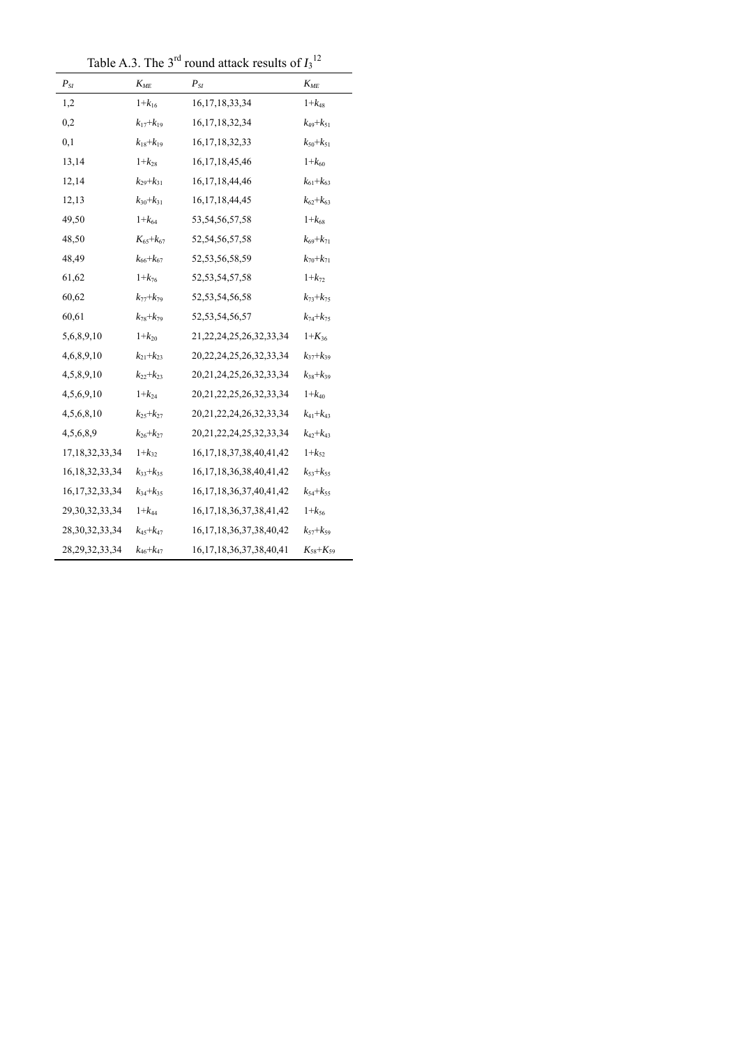Table A.3. The 3[rd] round attack results of $I_3^{12}$

| $P_{SI}$ | $K_{ME}$ | $P_{SI}$ | $K_{ME}$ |
|---|---|---|---|
| 1,2 | $1+k_{16}$ | 16,17,18,33,34 | $1+k_{48}$ |
| 0,2 | $k_{17}+k_{19}$ | 16,17,18,32,34 | $k_{49}+k_{51}$ |
| 0,1 | $k_{18}+k_{19}$ | 16,17,18,32,33 | $k_{50}+k_{51}$ |
| 13,14 | $1+k_{28}$ | 16,17,18,45,46 | $1+k_{60}$ |
| 12,14 | $k_{29}+k_{31}$ | 16,17,18,44,46 | $k_{61}+k_{63}$ |
| 12,13 | $k_{30}+k_{31}$ | 16,17,18,44,45 | $k_{62}+k_{63}$ |
| 49,50 | $1+k_{64}$ | 53,54,56,57,58 | $1+k_{68}$ |
| 48,50 | $K_{65}+k_{67}$ | 52,54,56,57,58 | $k_{69}+k_{71}$ |
| 48,49 | $k_{66}+k_{67}$ | 52,53,56,58,59 | $k_{70}+k_{71}$ |
| 61,62 | $1+k_{76}$ | 52,53,54,57,58 | $1+k_{72}$ |
| 60,62 | $k_{77}+k_{79}$ | 52,53,54,56,58 | $k_{73}+k_{75}$ |
| 60,61 | $k_{78}+k_{79}$ | 52,53,54,56,57 | $k_{74}+k_{75}$ |
| 5,6,8,9,10 | $1+k_{20}$ | 21,22,24,25,26,32,33,34 | $1+K_{36}$ |
| 4,6,8,9,10 | $k_{21}+k_{23}$ | 20,22,24,25,26,32,33,34 | $k_{37}+k_{39}$ |
| 4,5,8,9,10 | $k_{22}+k_{23}$ | 20,21,24,25,26,32,33,34 | $k_{38}+k_{39}$ |
| 4,5,6,9,10 | $1+k_{24}$ | 20,21,22,25,26,32,33,34 | $1+k_{40}$ |
| 4,5,6,8,10 | $k_{25}+k_{27}$ | 20,21,22,24,26,32,33,34 | $k_{41}+k_{43}$ |
| 4,5,6,8,9 | $k_{26}+k_{27}$ | 20,21,22,24,25,32,33,34 | $k_{42}+k_{43}$ |
| 17,18,32,33,34 | $1+k_{32}$ | 16,17,18,37,38,40,41,42 | $1+k_{52}$ |
| 16,18,32,33,34 | $k_{33}+k_{35}$ | 16,17,18,36,38,40,41,42 | $k_{53}+k_{55}$ |
| 16,17,32,33,34 | $k_{34}+k_{35}$ | 16,17,18,36,37,40,41,42 | $k_{54}+k_{55}$ |
| 29,30,32,33,34 | $1+k_{44}$ | 16,17,18,36,37,38,41,42 | $1+k_{56}$ |
| 28,30,32,33,34 | $k_{45}+k_{47}$ | 16,17,18,36,37,38,40,42 | $k_{57}+k_{59}$ |
| 28,29,32,33,34 | $k_{46}+k_{47}$ | 16,17,18,36,37,38,40,41 | $K_{58}+K_{59}$ |